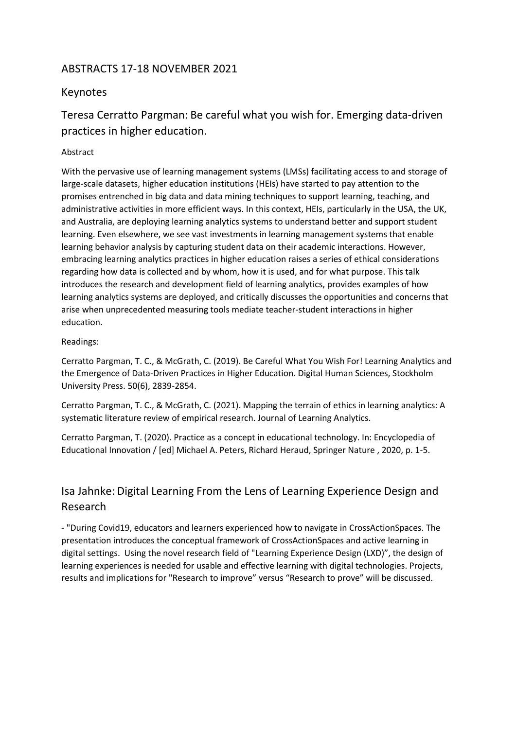# ABSTRACTS 17-18 NOVEMBER 2021

## Keynotes

### Teresa Cerratto Pargman: Be careful what you wish for. Emerging data-driven practices in higher education.

Abstract

With the pervasive use of learning management systems (LMSs) facilitating access to and storage of large-scale datasets, higher education institutions (HEIs) have started to pay attention to the promises entrenched in big data and data mining techniques to support learning, teaching, and administrative activities in more efficient ways. In this context, HEIs, particularly in the USA, the UK, and Australia, are deploying learning analytics systems to understand better and support student learning. Even elsewhere, we see vast investments in learning management systems that enable learning behavior analysis by capturing student data on their academic interactions. However, embracing learning analytics practices in higher education raises a series of ethical considerations regarding how data is collected and by whom, how it is used, and for what purpose. This talk introduces the research and development field of learning analytics, provides examples of how learning analytics systems are deployed, and critically discusses the opportunities and concerns that arise when unprecedented measuring tools mediate teacher-student interactions in higher education.

Readings:

Cerratto Pargman, T. C., & McGrath, C. (2019). Be Careful What You Wish For! Learning Analytics and the Emergence of Data-Driven Practices in Higher Education. Digital Human Sciences, Stockholm University Press. 50(6), 2839-2854.

Cerratto Pargman, T. C., & McGrath, C. (2021). Mapping the terrain of ethics in learning analytics: A systematic literature review of empirical research. Journal of Learning Analytics.

Cerratto Pargman, T. (2020). Practice as a concept in educational technology. In: Encyclopedia of Educational Innovation / [ed] Michael A. Peters, Richard Heraud, Springer Nature , 2020, p. 1-5.

### Isa Jahnke: Digital Learning From the Lens of Learning Experience Design and Research

- "During Covid19, educators and learners experienced how to navigate in CrossActionSpaces. The presentation introduces the conceptual framework of CrossActionSpaces and active learning in digital settings. Using the novel research field of "Learning Experience Design (LXD)", the design of learning experiences is needed for usable and effective learning with digital technologies. Projects, results and implications for "Research to improve" versus "Research to prove" will be discussed.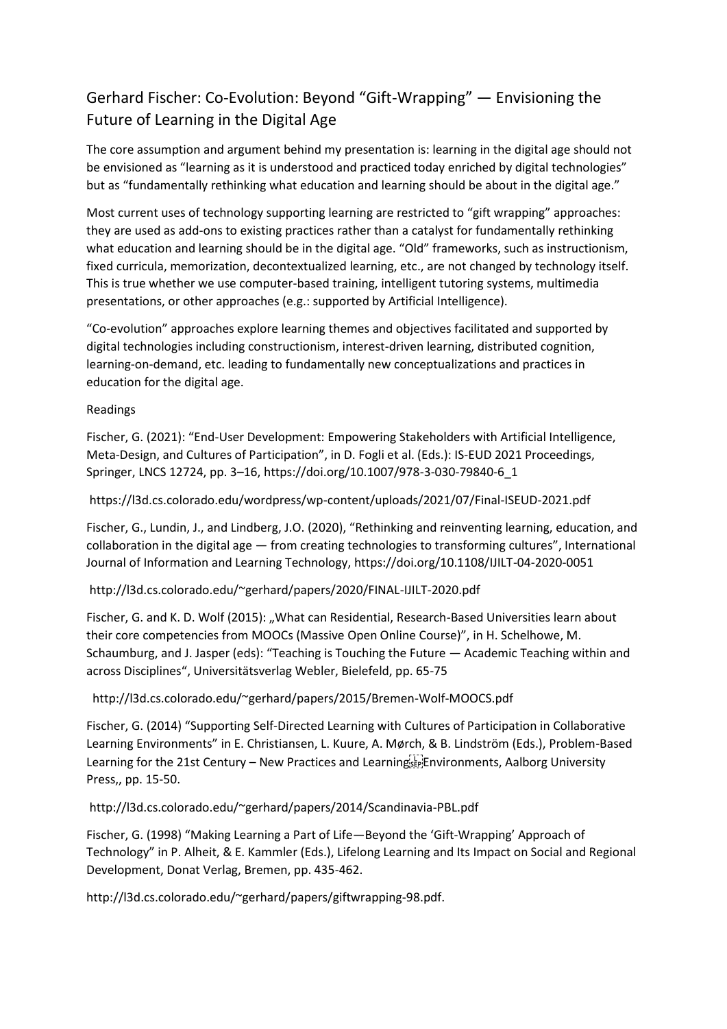## Gerhard Fischer: Co-Evolution: Beyond "Gift-Wrapping" — Envisioning the Future of Learning in the Digital Age

The core assumption and argument behind my presentation is: learning in the digital age should not be envisioned as "learning as it is understood and practiced today enriched by digital technologies" but as "fundamentally rethinking what education and learning should be about in the digital age."

Most current uses of technology supporting learning are restricted to "gift wrapping" approaches: they are used as add-ons to existing practices rather than a catalyst for fundamentally rethinking what education and learning should be in the digital age. "Old" frameworks, such as instructionism, fixed curricula, memorization, decontextualized learning, etc., are not changed by technology itself. This is true whether we use computer-based training, intelligent tutoring systems, multimedia presentations, or other approaches (e.g.: supported by Artificial Intelligence).

"Co-evolution" approaches explore learning themes and objectives facilitated and supported by digital technologies including constructionism, interest-driven learning, distributed cognition, learning-on-demand, etc. leading to fundamentally new conceptualizations and practices in education for the digital age.

Readings

Fischer, G. (2021): "End-User Development: Empowering Stakeholders with Artificial Intelligence, Meta-Design, and Cultures of Participation", in D. Fogli et al. (Eds.): IS-EUD 2021 Proceedings, Springer, LNCS 12724, pp. 3–16, https://doi.org/10.1007/978-3-030-79840-6_1

https://l3d.cs.colorado.edu/wordpress/wp-content/uploads/2021/07/Final-ISEUD-2021.pdf

Fischer, G., Lundin, J., and Lindberg, J.O. (2020), "Rethinking and reinventing learning, education, and collaboration in the digital age — from creating technologies to transforming cultures", International Journal of Information and Learning Technology, https://doi.org/10.1108/IJILT-04-2020-0051

http://l3d.cs.colorado.edu/~gerhard/papers/2020/FINAL-IJILT-2020.pdf

Fischer, G. and K. D. Wolf (2015): „What can Residential, Research-Based Universities learn about their core competencies from MOOCs (Massive Open Online Course)", in H. Schelhowe, M. Schaumburg, and J. Jasper (eds): "Teaching is Touching the Future — Academic Teaching within and across Disciplines", Universitätsverlag Webler, Bielefeld, pp. 65-75

http://l3d.cs.colorado.edu/~gerhard/papers/2015/Bremen-Wolf-MOOCS.pdf

Fischer, G. (2014) "Supporting Self-Directed Learning with Cultures of Participation in Collaborative Learning Environments" in E. Christiansen, L. Kuure, A. Mørch, & B. Lindström (Eds.), Problem-Based Learning for the 21st Century – New Practices and Learning Environments, Aalborg University Press,, pp. 15-50.

http://l3d.cs.colorado.edu/~gerhard/papers/2014/Scandinavia-PBL.pdf

Fischer, G. (1998) "Making Learning a Part of Life—Beyond the 'Gift-Wrapping' Approach of Technology" in P. Alheit, & E. Kammler (Eds.), Lifelong Learning and Its Impact on Social and Regional Development, Donat Verlag, Bremen, pp. 435-462.

http://l3d.cs.colorado.edu/~gerhard/papers/giftwrapping-98.pdf.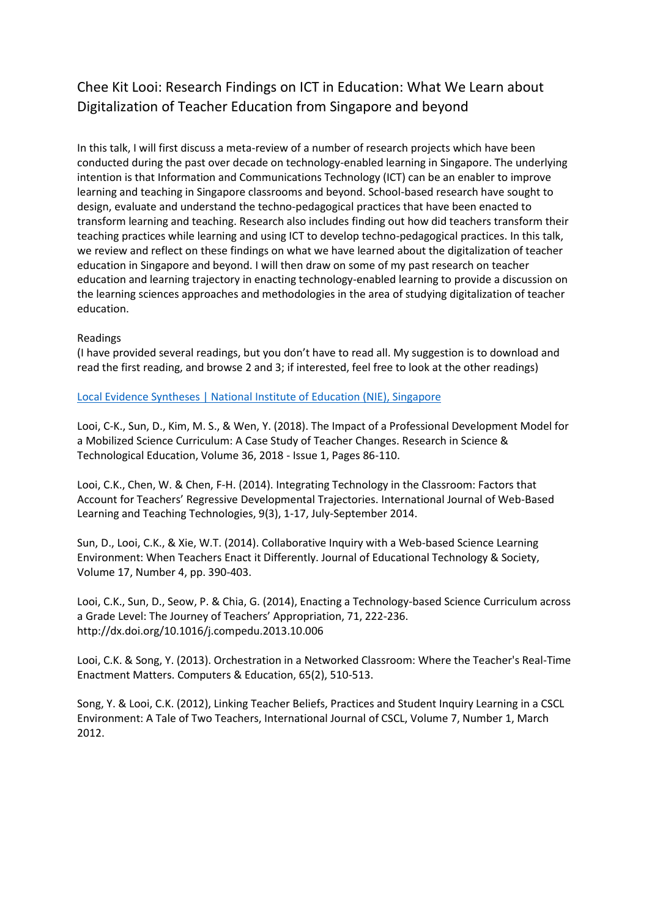## Chee Kit Looi: Research Findings on ICT in Education: What We Learn about Digitalization of Teacher Education from Singapore and beyond

In this talk, I will first discuss a meta-review of a number of research projects which have been conducted during the past over decade on technology-enabled learning in Singapore. The underlying intention is that Information and Communications Technology (ICT) can be an enabler to improve learning and teaching in Singapore classrooms and beyond. School-based research have sought to design, evaluate and understand the techno-pedagogical practices that have been enacted to transform learning and teaching. Research also includes finding out how did teachers transform their teaching practices while learning and using ICT to develop techno-pedagogical practices. In this talk, we review and reflect on these findings on what we have learned about the digitalization of teacher education in Singapore and beyond. I will then draw on some of my past research on teacher education and learning trajectory in enacting technology-enabled learning to provide a discussion on the learning sciences approaches and methodologies in the area of studying digitalization of teacher education.

Readings

(I have provided several readings, but you don't have to read all. My suggestion is to download and read the first reading, and browse 2 and 3; if interested, feel free to look at the other readings)

Local Evidence Syntheses | National Institute of Education (NIE), Singapore

Looi, C-K., Sun, D., Kim, M. S., & Wen, Y. (2018). The Impact of a Professional Development Model for a Mobilized Science Curriculum: A Case Study of Teacher Changes. Research in Science & Technological Education, Volume 36, 2018 - Issue 1, Pages 86-110.

Looi, C.K., Chen, W. & Chen, F-H. (2014). Integrating Technology in the Classroom: Factors that Account for Teachers' Regressive Developmental Trajectories. International Journal of Web-Based Learning and Teaching Technologies, 9(3), 1-17, July-September 2014.

Sun, D., Looi, C.K., & Xie, W.T. (2014). Collaborative Inquiry with a Web-based Science Learning Environment: When Teachers Enact it Differently. Journal of Educational Technology & Society, Volume 17, Number 4, pp. 390-403.

Looi, C.K., Sun, D., Seow, P. & Chia, G. (2014), Enacting a Technology-based Science Curriculum across a Grade Level: The Journey of Teachers' Appropriation, 71, 222-236. http://dx.doi.org/10.1016/j.compedu.2013.10.006

Looi, C.K. & Song, Y. (2013). Orchestration in a Networked Classroom: Where the Teacher's Real-Time Enactment Matters. Computers & Education, 65(2), 510-513.

Song, Y. & Looi, C.K. (2012), Linking Teacher Beliefs, Practices and Student Inquiry Learning in a CSCL Environment: A Tale of Two Teachers, International Journal of CSCL, Volume 7, Number 1, March 2012.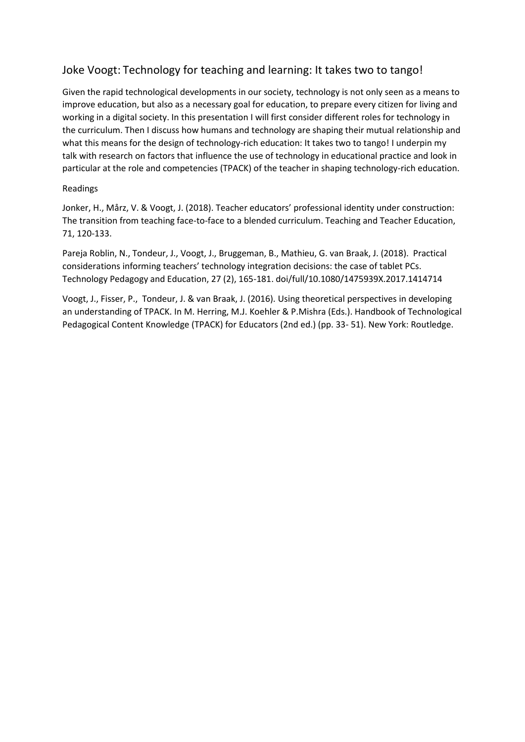## Joke Voogt: Technology for teaching and learning: It takes two to tango!

Given the rapid technological developments in our society, technology is not only seen as a means to improve education, but also as a necessary goal for education, to prepare every citizen for living and working in a digital society. In this presentation I will first consider different roles for technology in the curriculum. Then I discuss how humans and technology are shaping their mutual relationship and what this means for the design of technology-rich education: It takes two to tango! I underpin my talk with research on factors that influence the use of technology in educational practice and look in particular at the role and competencies (TPACK) of the teacher in shaping technology-rich education.

Readings

Jonker, H., Mårz, V. & Voogt, J. (2018). Teacher educators' professional identity under construction: The transition from teaching face-to-face to a blended curriculum. Teaching and Teacher Education, 71, 120-133.

Pareja Roblin, N., Tondeur, J., Voogt, J., Bruggeman, B., Mathieu, G. van Braak, J. (2018). Practical considerations informing teachers' technology integration decisions: the case of tablet PCs. Technology Pedagogy and Education, 27 (2), 165-181. doi/full/10.1080/1475939X.2017.1414714

Voogt, J., Fisser, P., Tondeur, J. & van Braak, J. (2016). Using theoretical perspectives in developing an understanding of TPACK. In M. Herring, M.J. Koehler & P.Mishra (Eds.). Handbook of Technological Pedagogical Content Knowledge (TPACK) for Educators (2nd ed.) (pp. 33- 51). New York: Routledge.